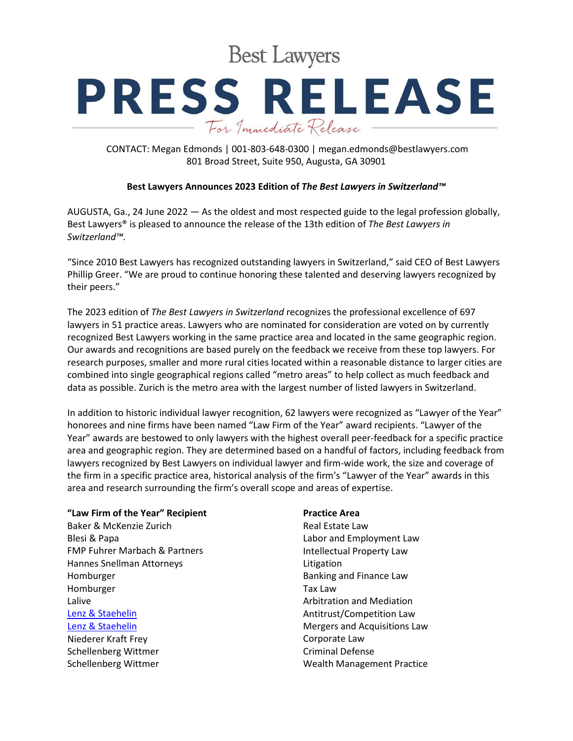Best Lawyers

# PRESS RELEASE

For Immediate Release

CONTACT: Megan Edmonds | 001-803-648-0300 | megan.edmonds@bestlawyers.com
801 Broad Street, Suite 950, Augusta, GA 30901

**Best Lawyers Announces 2023 Edition of *The Best Lawyers in Switzerland™***

AUGUSTA, Ga., 24 June 2022 — As the oldest and most respected guide to the legal profession globally, Best Lawyers® is pleased to announce the release of the 13th edition of *The Best Lawyers in Switzerland™.*

"Since 2010 Best Lawyers has recognized outstanding lawyers in Switzerland," said CEO of Best Lawyers Phillip Greer. "We are proud to continue honoring these talented and deserving lawyers recognized by their peers."

The 2023 edition of *The Best Lawyers in Switzerland* recognizes the professional excellence of 697 lawyers in 51 practice areas. Lawyers who are nominated for consideration are voted on by currently recognized Best Lawyers working in the same practice area and located in the same geographic region. Our awards and recognitions are based purely on the feedback we receive from these top lawyers. For research purposes, smaller and more rural cities located within a reasonable distance to larger cities are combined into single geographical regions called "metro areas" to help collect as much feedback and data as possible. Zurich is the metro area with the largest number of listed lawyers in Switzerland.

In addition to historic individual lawyer recognition, 62 lawyers were recognized as "Lawyer of the Year" honorees and nine firms have been named "Law Firm of the Year" award recipients. "Lawyer of the Year" awards are bestowed to only lawyers with the highest overall peer-feedback for a specific practice area and geographic region. They are determined based on a handful of factors, including feedback from lawyers recognized by Best Lawyers on individual lawyer and firm-wide work, the size and coverage of the firm in a specific practice area, historical analysis of the firm's "Lawyer of the Year" awards in this area and research surrounding the firm's overall scope and areas of expertise.

| "Law Firm of the Year" Recipient | Practice Area |
|---|---|
| Baker & McKenzie Zurich | Real Estate Law |
| Blesi & Papa | Labor and Employment Law |
| FMP Fuhrer Marbach & Partners | Intellectual Property Law |
| Hannes Snellman Attorneys | Litigation |
| Homburger | Banking and Finance Law |
| Homburger | Tax Law |
| Lalive | Arbitration and Mediation |
| Lenz & Staehelin | Antitrust/Competition Law |
| Lenz & Staehelin | Mergers and Acquisitions Law |
| Niederer Kraft Frey | Corporate Law |
| Schellenberg Wittmer | Criminal Defense |
| Schellenberg Wittmer | Wealth Management Practice |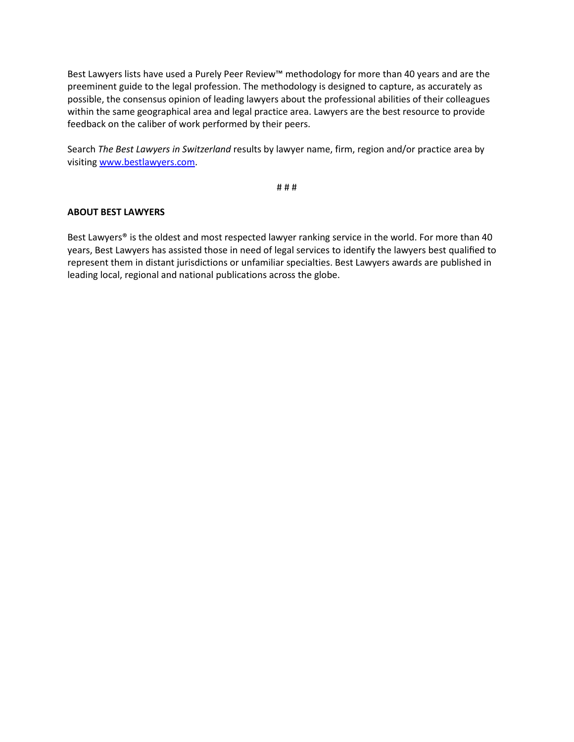Best Lawyers lists have used a Purely Peer Review™ methodology for more than 40 years and are the preeminent guide to the legal profession. The methodology is designed to capture, as accurately as possible, the consensus opinion of leading lawyers about the professional abilities of their colleagues within the same geographical area and legal practice area. Lawyers are the best resource to provide feedback on the caliber of work performed by their peers.

Search *The Best Lawyers in Switzerland* results by lawyer name, firm, region and/or practice area by visiting [www.bestlawyers.com](www.bestlawyers.com).

# # #

**ABOUT BEST LAWYERS**

Best Lawyers® is the oldest and most respected lawyer ranking service in the world. For more than 40 years, Best Lawyers has assisted those in need of legal services to identify the lawyers best qualified to represent them in distant jurisdictions or unfamiliar specialties. Best Lawyers awards are published in leading local, regional and national publications across the globe.